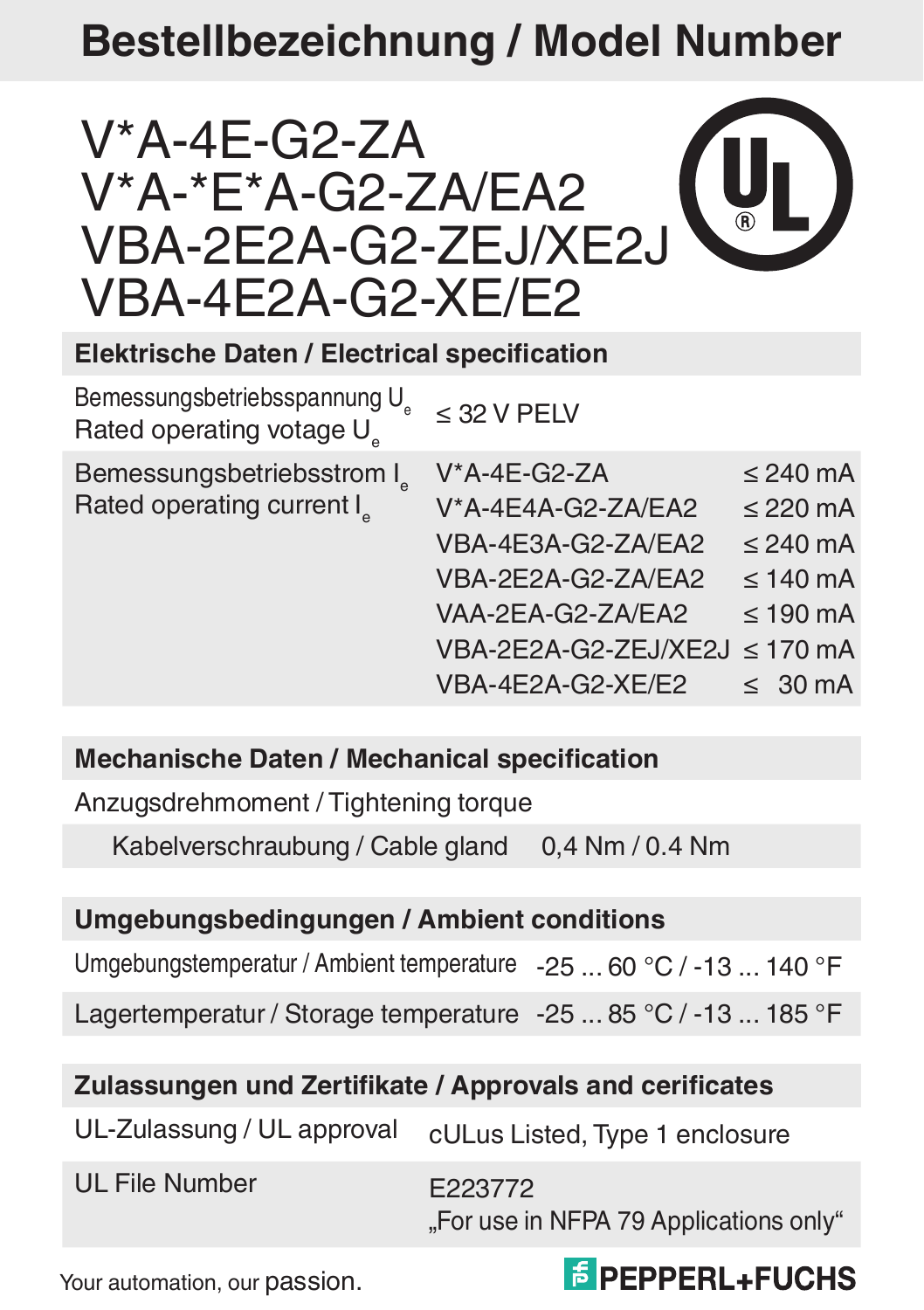# Bestellbezeichnung / Model Number

V*A-4E-G2-ZA
V*A-*E*A-G2-ZA/EA2
VBA-2E2A-G2-ZEJ/XE2J
VBA-4E2A-G2-XE/E2

## Elektrische Daten / Electrical specification

| | | |
|---|---|---|
| Bemessungsbetriebsspannung $U_e$<br>Rated operating votage $U_e$ | ≤ 32 V PELV | |
| Bemessungsbetriebsstrom $I_e$<br>Rated operating current $I_e$ | V*A-4E-G2-ZA | ≤ 240 mA |
| | V*A-4E4A-G2-ZA/EA2 | ≤ 220 mA |
| | VBA-4E3A-G2-ZA/EA2 | ≤ 240 mA |
| | VBA-2E2A-G2-ZA/EA2 | ≤ 140 mA |
| | VAA-2EA-G2-ZA/EA2 | ≤ 190 mA |
| | VBA-2E2A-G2-ZEJ/XE2J | ≤ 170 mA |
| | VBA-4E2A-G2-XE/E2 | ≤ 30 mA |

## Mechanische Daten / Mechanical specification

Anzugsdrehmoment / Tightening torque

| | |
|---|---|
| Kabelverschraubung / Cable gland | 0,4 Nm / 0.4 Nm |

## Umgebungsbedingungen / Ambient conditions

| | |
|---|---|
| Umgebungstemperatur / Ambient temperature | -25 ... 60 °C / -13 ... 140 °F |
| Lagertemperatur / Storage temperature | -25 ... 85 °C / -13 ... 185 °F |

## Zulassungen und Zertifikate / Approvals and cerificates

| | |
|---|---|
| UL-Zulassung / UL approval | cULus Listed, Type 1 enclosure |
| UL File Number | E223772<br>„For use in NFPA 79 Applications only“ |

Your automation, our passion.

PEPPERL+FUCHS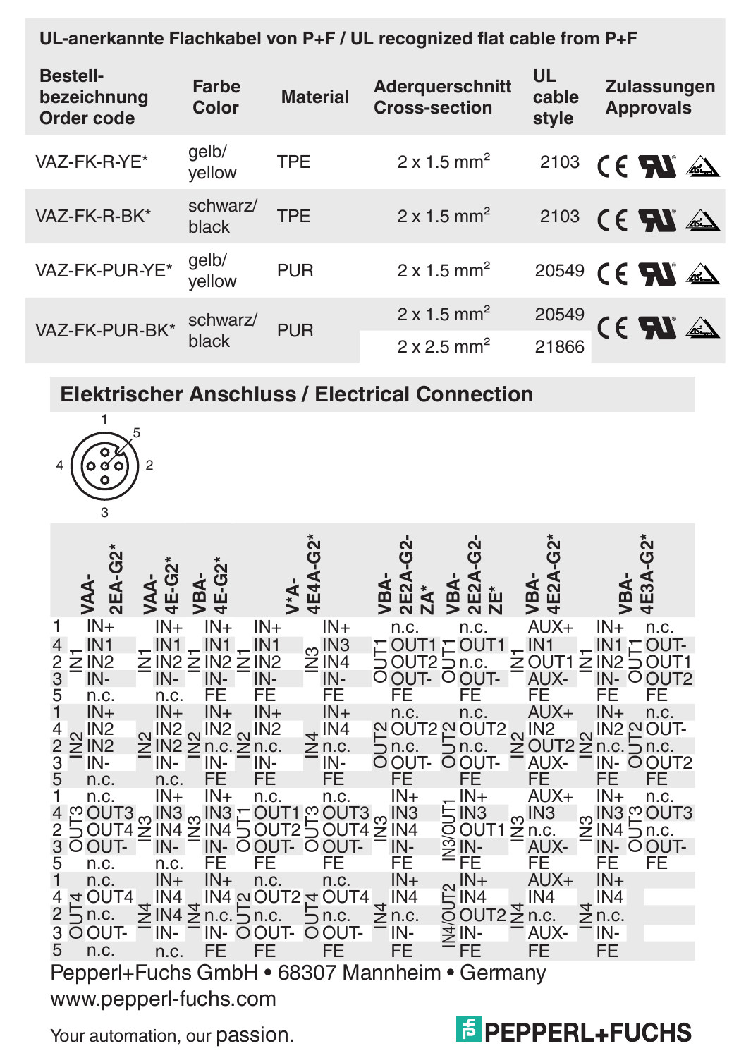## UL-anerkannte Flachkabel von P+F / UL recognized flat cable from P+F

| Bestell-bezeichnung Order code | Farbe Color | Material | Aderquerschnitt Cross-section | UL cable style | Zulassungen Approvals |
|---|---|---|---|---|---|
| VAZ-FK-R-YE* | gelb/ yellow | TPE | 2 x 1.5 mm² | 2103 | CE, UL, AS-i |
| VAZ-FK-R-BK* | schwarz/ black | TPE | 2 x 1.5 mm² | 2103 | CE, UL, AS-i |
| VAZ-FK-PUR-YE* | gelb/ yellow | PUR | 2 x 1.5 mm² | 20549 | CE, UL, AS-i |
| VAZ-FK-PUR-BK* | schwarz/ black | PUR | 2 x 1.5 mm² | 20549 | CE, UL, AS-i |
| | | | 2 x 2.5 mm² | 21866 | |

## Elektrischer Anschluss / Electrical Connection

1, 2, 3, 4, 5

| Pin | VAA-2EA-G2* | VAA-4E-G2* | VBA-4E-G2* | V*A-4E4A-G2* | | VBA-2E2A-G2-ZA* | VBA-2E2A-G2-ZE* | VBA-4E2A-G2* | VBA-4E3A-G2* | |
|---|---|---|---|---|---|---|---|---|---|---|
| | IN1 | IN1 | IN1 | IN1 | IN3 | OUT1 | OUT1 | IN1 | IN1 | OUT1 |
| 1 | IN+ | IN+ | IN+ | IN+ | IN+ | n.c. | n.c. | AUX+ | IN+ | n.c. |
| 4 | IN1 | IN1 | IN1 | IN1 | IN3 | OUT1 | OUT1 | IN1 | IN1 | OUT- |
| 2 | IN2 | IN2 | IN2 | IN2 | IN4 | OUT2 | n.c. | OUT1 | IN2 | OUT1 |
| 3 | IN- | IN- | IN- | IN- | IN- | OUT- | OUT- | AUX- | IN- | OUT2 |
| 5 | n.c. | n.c. | FE | FE | FE | FE | FE | FE | FE | FE |
| | IN2 | IN2 | IN2 | IN2 | IN4 | OUT2 | OUT2 | IN2 | IN2 | OUT2 |
| 1 | IN+ | IN+ | IN+ | IN+ | IN+ | n.c. | n.c. | AUX+ | IN+ | n.c. |
| 4 | IN2 | IN2 | IN2 | IN2 | IN4 | OUT2 | OUT2 | IN2 | IN2 | OUT- |
| 2 | IN2 | IN2 | n.c. | n.c. | n.c. | n.c. | n.c. | OUT2 | n.c. | n.c. |
| 3 | IN- | IN- | IN- | IN- | IN- | OUT- | OUT- | AUX- | IN- | OUT2 |
| 5 | n.c. | n.c. | FE | FE | FE | FE | FE | FE | FE | FE |
| | OUT3 | IN3 | IN3 | OUT1 | OUT3 | IN3 | IN3/OUT1 | IN3 | IN3 | OUT3 |
| 1 | n.c. | IN+ | IN+ | n.c. | n.c. | IN+ | IN+ | AUX+ | IN+ | n.c. |
| 4 | OUT3 | IN3 | IN3 | OUT1 | OUT3 | IN3 | IN3 | IN3 | IN3 | OUT3 |
| 2 | OUT4 | IN4 | IN4 | OUT2 | OUT4 | IN4 | OUT1 | n.c. | IN4 | n.c. |
| 3 | OUT- | IN- | IN- | OUT- | OUT- | IN- | IN- | AUX- | IN- | OUT- |
| 5 | n.c. | n.c. | FE | FE | FE | FE | FE | FE | FE | FE |
| | OUT4 | IN4 | IN4 | OUT2 | OUT4 | IN4 | IN4/OUT2 | IN4 | IN4 | |
| 1 | n.c. | IN+ | IN+ | n.c. | n.c. | IN+ | IN+ | AUX+ | IN+ | |
| 4 | OUT4 | IN4 | IN4 | OUT2 | OUT4 | IN4 | IN4 | IN4 | IN4 | |
| 2 | n.c. | IN4 | n.c. | n.c. | n.c. | n.c. | OUT2 | n.c. | n.c. | |
| 3 | OUT- | IN- | IN- | OUT- | OUT- | IN- | IN- | AUX- | IN- | |
| 5 | n.c. | n.c. | FE | FE | FE | FE | FE | FE | FE | |

Pepperl+Fuchs GmbH • 68307 Mannheim • Germany
www.pepperl-fuchs.com

Your automation, our passion.

PEPPERL+FUCHS